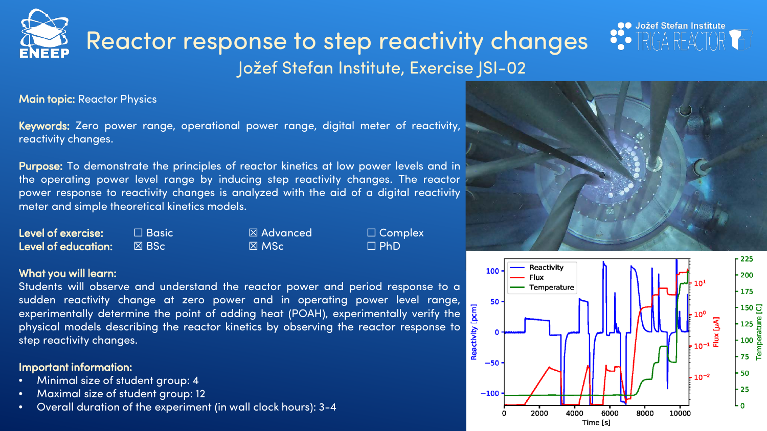# Reactor response to step reactivity changes

## Jožef Stefan Institute, Exercise JSI-02

**Main topic:** Reactor Physics

**Keywords:** Zero power range, operational power range, digital meter of reactivity, reactivity changes.

**Purpose:** To demonstrate the principles of reactor kinetics at low power levels and in the operating power level range by inducing step reactivity changes. The reactor power response to reactivity changes is analyzed with the aid of a digital reactivity meter and simple theoretical kinetics models.

| | | | |
|---|---|---|---|
| **Level of exercise:** | ☐ Basic | ☒ Advanced | ☐ Complex |
| **Level of education:** | ☒ BSc | ☒ MSc | ☐ PhD |

**What you will learn:**
Students will observe and understand the reactor power and period response to a sudden reactivity change at zero power and in operating power level range, experimentally determine the point of adding heat (POAH), experimentally verify the physical models describing the reactor kinetics by observing the reactor response to step reactivity changes.

**Important information:**

- Minimal size of student group: 4
- Maximal size of student group: 12
- Overall duration of the experiment (in wall clock hours): 3-4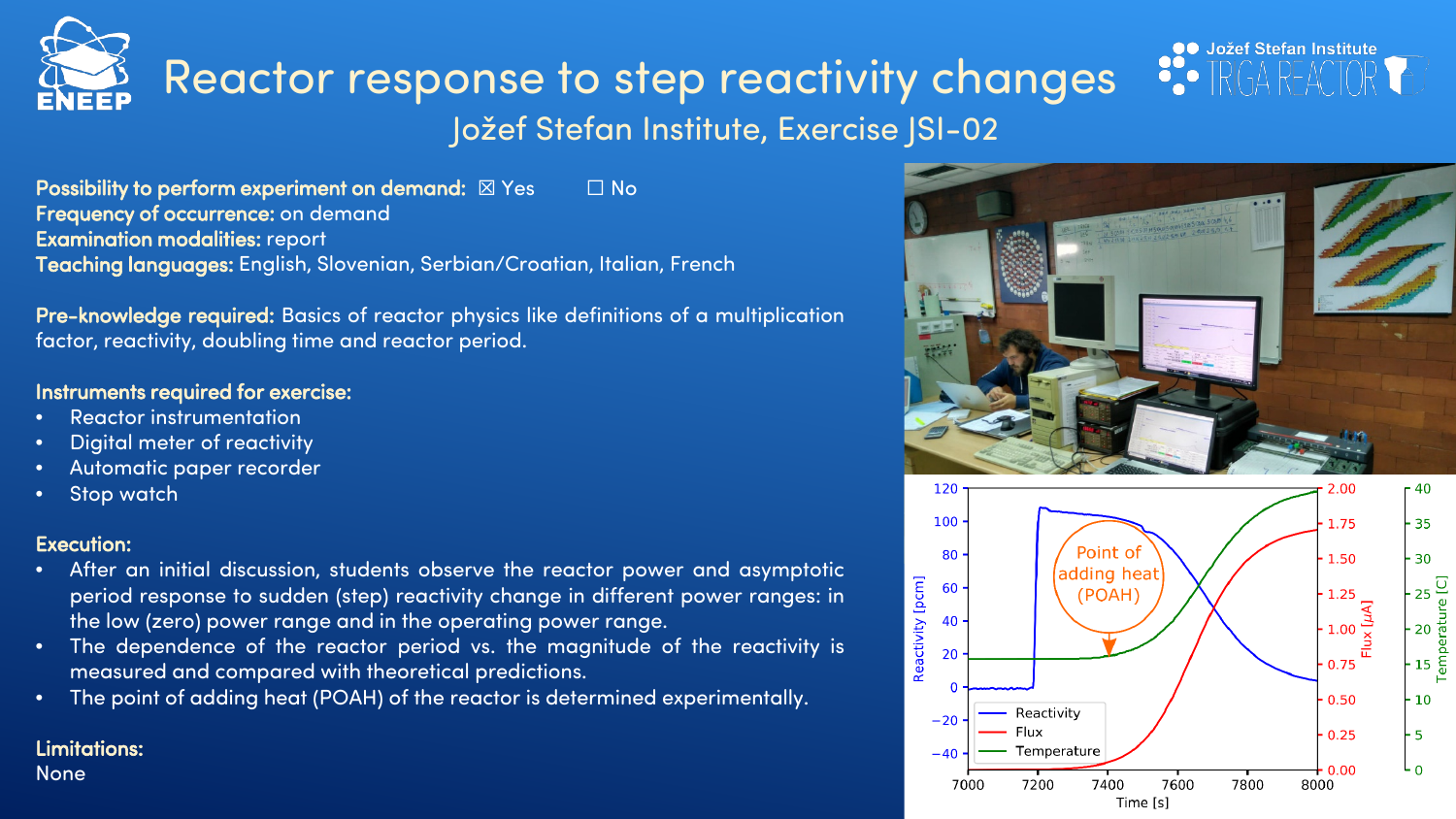# Reactor response to step reactivity changes

## Jožef Stefan Institute, Exercise JSI-02

ENEEP

Jožef Stefan Institute TRIGA REACTOR

**Possibility to perform experiment on demand:** ☒ Yes ☐ No
**Frequency of occurrence:** on demand
**Examination modalities:** report
**Teaching languages:** English, Slovenian, Serbian/Croatian, Italian, French

**Pre-knowledge required:** Basics of reactor physics like definitions of a multiplication factor, reactivity, doubling time and reactor period.

**Instruments required for exercise:**

- Reactor instrumentation
- Digital meter of reactivity
- Automatic paper recorder
- Stop watch

**Execution:**

- After an initial discussion, students observe the reactor power and asymptotic period response to sudden (step) reactivity change in different power ranges: in the low (zero) power range and in the operating power range.
- The dependence of the reactor period vs. the magnitude of the reactivity is measured and compared with theoretical predictions.
- The point of adding heat (POAH) of the reactor is determined experimentally.

**Limitations:**
None

Point of adding heat (POAH)

Reactivity
Flux
Temperature

Reactivity [pcm]: −40, −20, 0, 20, 40, 60, 80, 100, 120
Flux [μA]: 0.00, 0.25, 0.50, 0.75, 1.00, 1.25, 1.50, 1.75, 2.00
Temperature [C]: 0, 5, 10, 15, 20, 25, 30, 35, 40
Time [s]: 7000, 7200, 7400, 7600, 7800, 8000